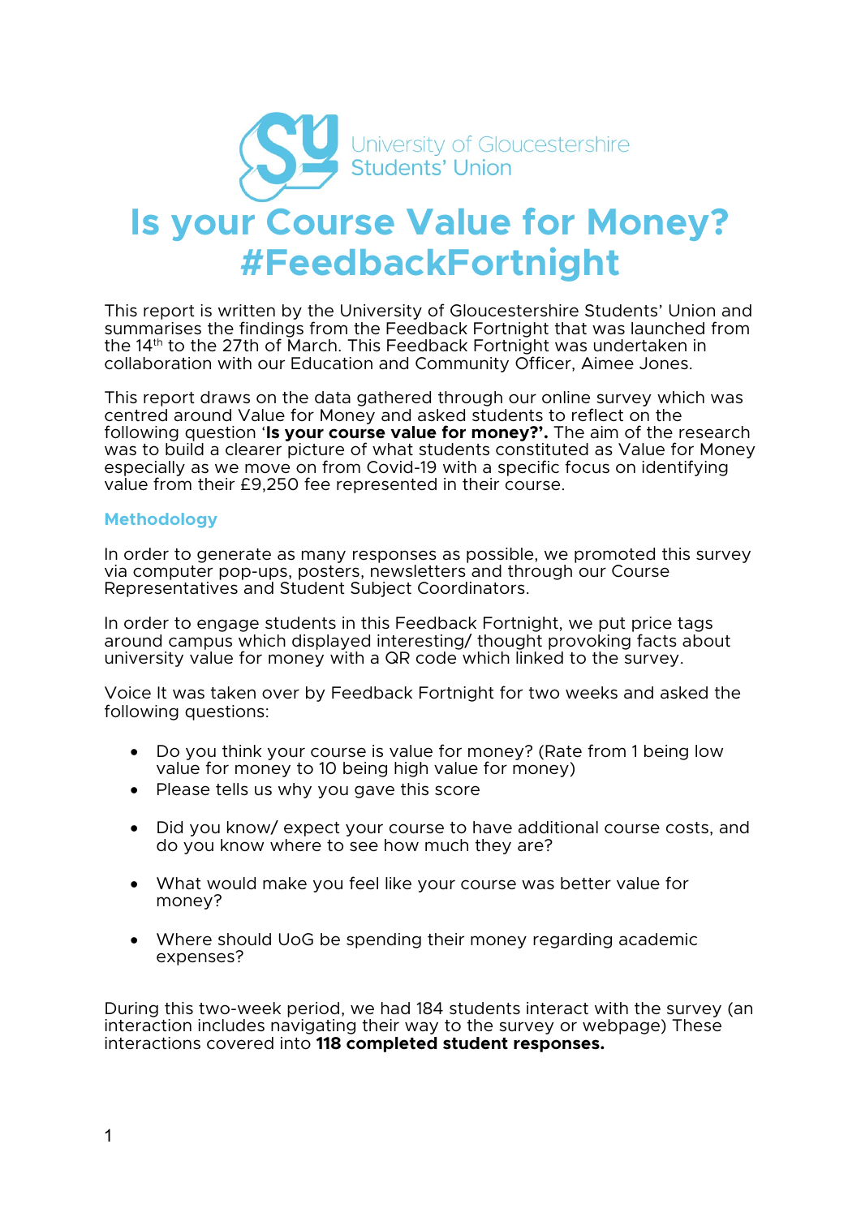University of Gloucestershire Students' Union

# Is your Course Value for Money? #FeedbackFortnight

This report is written by the University of Gloucestershire Students' Union and summarises the findings from the Feedback Fortnight that was launched from the 14th to the 27th of March. This Feedback Fortnight was undertaken in collaboration with our Education and Community Officer, Aimee Jones.

This report draws on the data gathered through our online survey which was centred around Value for Money and asked students to reflect on the following question '**Is your course value for money?'.** The aim of the research was to build a clearer picture of what students constituted as Value for Money especially as we move on from Covid-19 with a specific focus on identifying value from their £9,250 fee represented in their course.

## Methodology

In order to generate as many responses as possible, we promoted this survey via computer pop-ups, posters, newsletters and through our Course Representatives and Student Subject Coordinators.

In order to engage students in this Feedback Fortnight, we put price tags around campus which displayed interesting/ thought provoking facts about university value for money with a QR code which linked to the survey.

Voice It was taken over by Feedback Fortnight for two weeks and asked the following questions:

- Do you think your course is value for money? (Rate from 1 being low value for money to 10 being high value for money)
- Please tells us why you gave this score
- Did you know/ expect your course to have additional course costs, and do you know where to see how much they are?
- What would make you feel like your course was better value for money?
- Where should UoG be spending their money regarding academic expenses?

During this two-week period, we had 184 students interact with the survey (an interaction includes navigating their way to the survey or webpage) These interactions covered into **118 completed student responses.**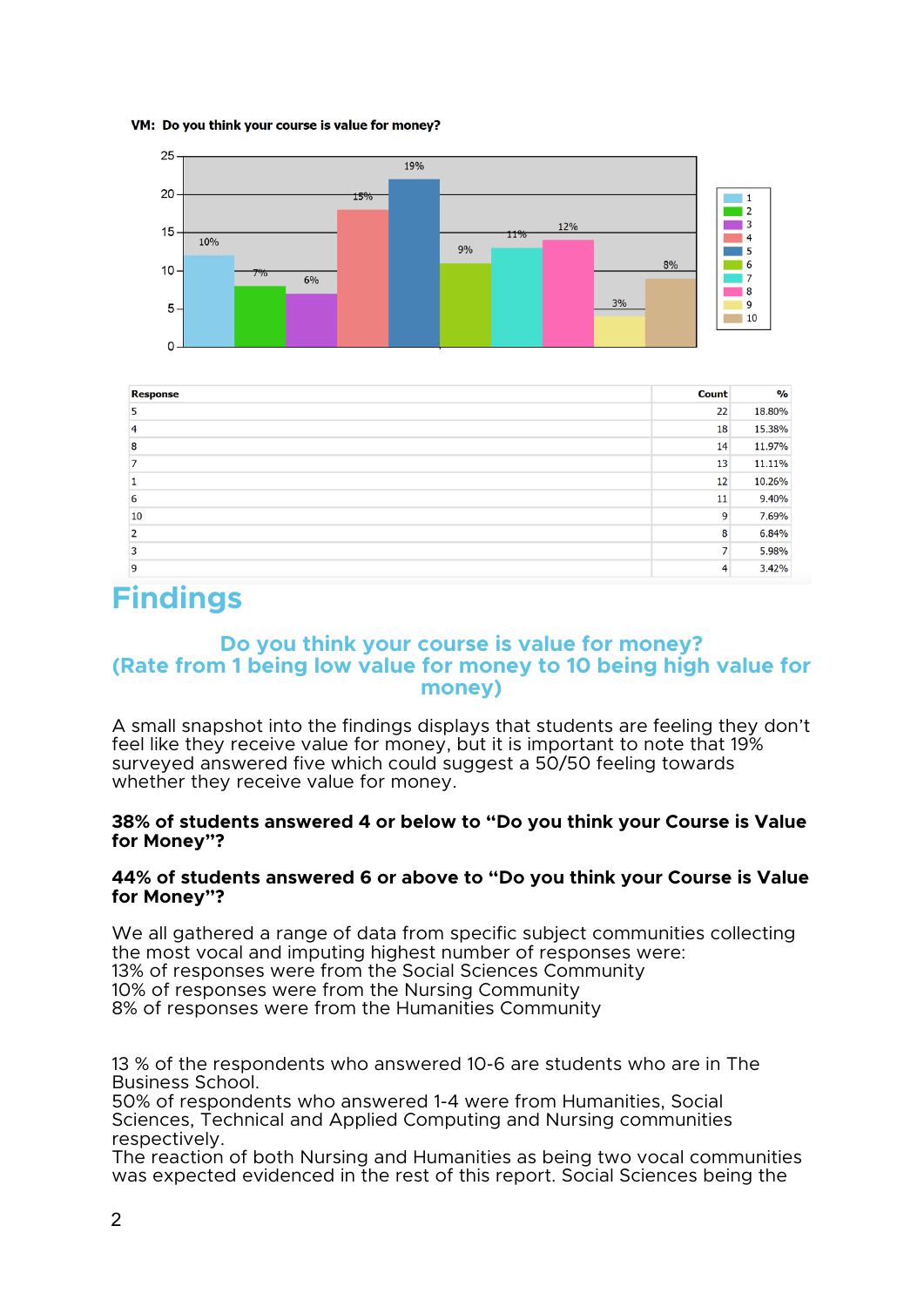**VM: Do you think your course is value for money?**

| Response | Count | % |
|---|---|---|
| 5 | 22 | 18.80% |
| 4 | 18 | 15.38% |
| 8 | 14 | 11.97% |
| 7 | 13 | 11.11% |
| 1 | 12 | 10.26% |
| 6 | 11 | 9.40% |
| 10 | 9 | 7.69% |
| 2 | 8 | 6.84% |
| 3 | 7 | 5.98% |
| 9 | 4 | 3.42% |

# Findings

## Do you think your course is value for money? (Rate from 1 being low value for money to 10 being high value for money)

A small snapshot into the findings displays that students are feeling they don't feel like they receive value for money, but it is important to note that 19% surveyed answered five which could suggest a 50/50 feeling towards whether they receive value for money.

**38% of students answered 4 or below to "Do you think your Course is Value for Money"?**

**44% of students answered 6 or above to "Do you think your Course is Value for Money"?**

We all gathered a range of data from specific subject communities collecting the most vocal and imputing highest number of responses were:
13% of responses were from the Social Sciences Community
10% of responses were from the Nursing Community
8% of responses were from the Humanities Community

13 % of the respondents who answered 10-6 are students who are in The Business School.
50% of respondents who answered 1-4 were from Humanities, Social Sciences, Technical and Applied Computing and Nursing communities respectively.
The reaction of both Nursing and Humanities as being two vocal communities was expected evidenced in the rest of this report. Social Sciences being the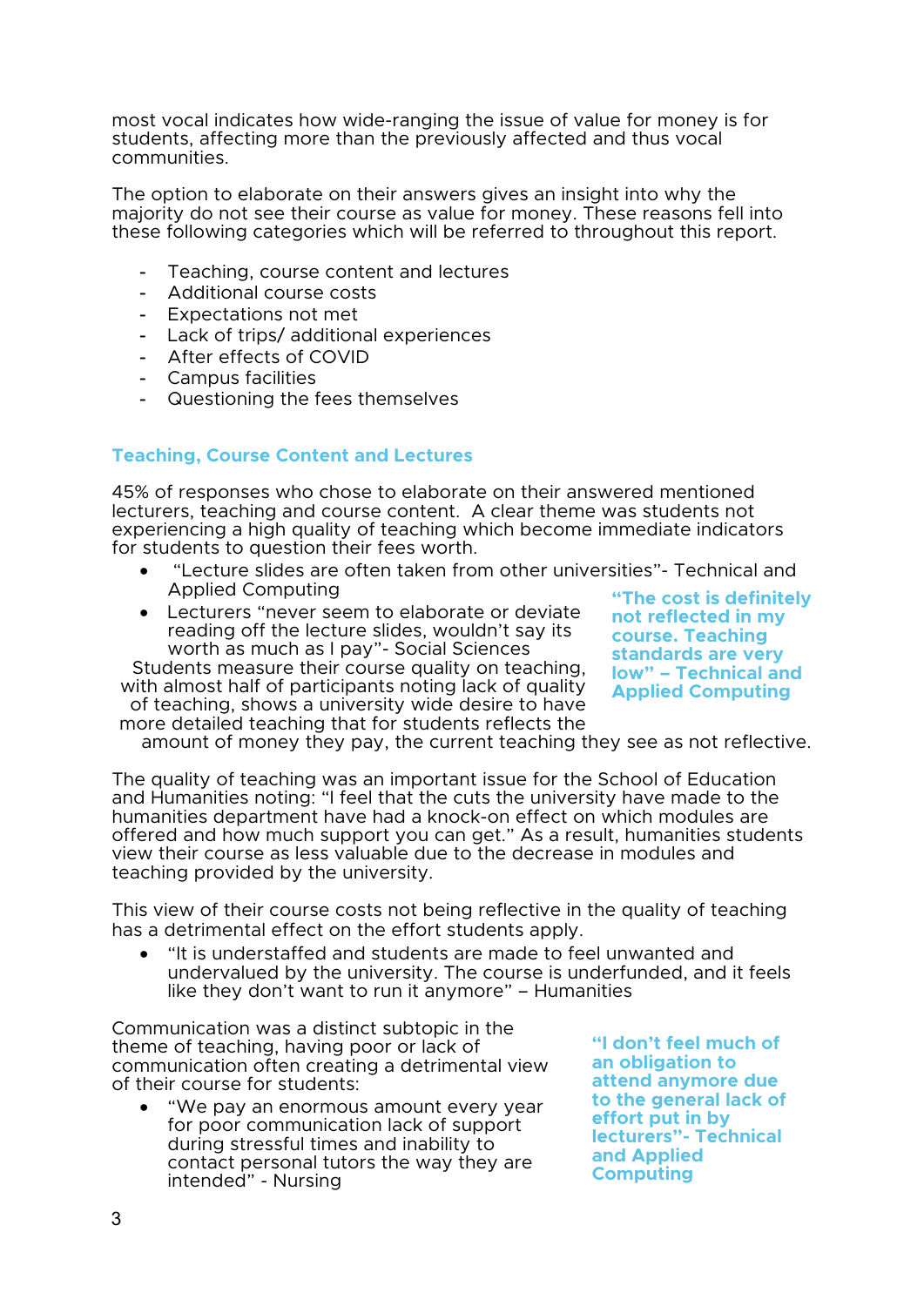most vocal indicates how wide-ranging the issue of value for money is for students, affecting more than the previously affected and thus vocal communities.

The option to elaborate on their answers gives an insight into why the majority do not see their course as value for money. These reasons fell into these following categories which will be referred to throughout this report.

- Teaching, course content and lectures
- Additional course costs
- Expectations not met
- Lack of trips/ additional experiences
- After effects of COVID
- Campus facilities
- Questioning the fees themselves

## Teaching, Course Content and Lectures

45% of responses who chose to elaborate on their answered mentioned lecturers, teaching and course content. A clear theme was students not experiencing a high quality of teaching which become immediate indicators for students to question their fees worth.

- "Lecture slides are often taken from other universities"- Technical and Applied Computing
- Lecturers "never seem to elaborate or deviate reading off the lecture slides, wouldn't say its worth as much as I pay"- Social Sciences

Students measure their course quality on teaching, with almost half of participants noting lack of quality of teaching, shows a university wide desire to have more detailed teaching that for students reflects the amount of money they pay, the current teaching they see as not reflective.

**"The cost is definitely not reflected in my course. Teaching standards are very low" – Technical and Applied Computing**

The quality of teaching was an important issue for the School of Education and Humanities noting: "I feel that the cuts the university have made to the humanities department have had a knock-on effect on which modules are offered and how much support you can get." As a result, humanities students view their course as less valuable due to the decrease in modules and teaching provided by the university.

This view of their course costs not being reflective in the quality of teaching has a detrimental effect on the effort students apply.

- "It is understaffed and students are made to feel unwanted and undervalued by the university. The course is underfunded, and it feels like they don't want to run it anymore" – Humanities

Communication was a distinct subtopic in the theme of teaching, having poor or lack of communication often creating a detrimental view of their course for students:

- "We pay an enormous amount every year for poor communication lack of support during stressful times and inability to contact personal tutors the way they are intended" - Nursing

**"I don't feel much of an obligation to attend anymore due to the general lack of effort put in by lecturers"- Technical and Applied Computing**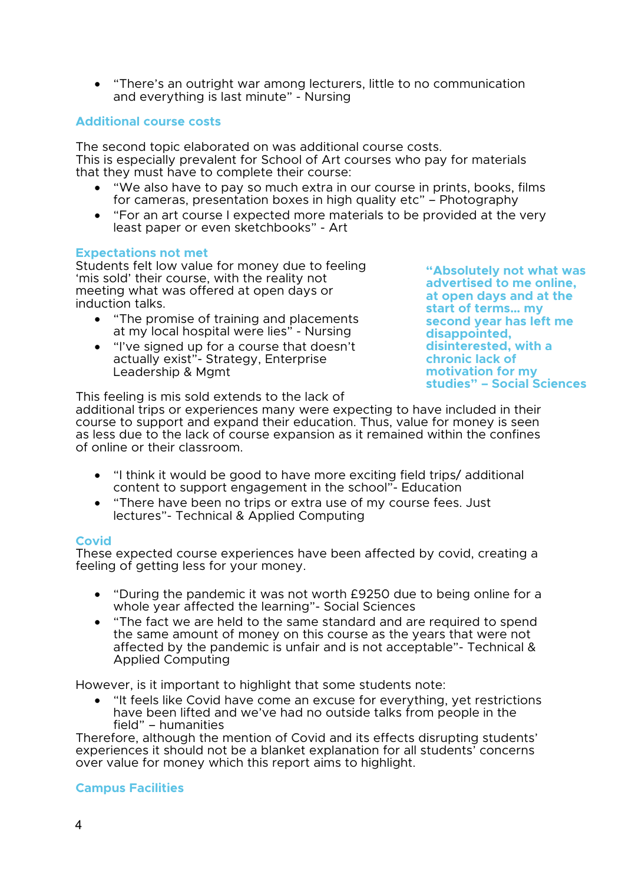- “There’s an outright war among lecturers, little to no communication and everything is last minute” - Nursing

## Additional course costs

The second topic elaborated on was additional course costs. This is especially prevalent for School of Art courses who pay for materials that they must have to complete their course:

- “We also have to pay so much extra in our course in prints, books, films for cameras, presentation boxes in high quality etc” – Photography
- “For an art course I expected more materials to be provided at the very least paper or even sketchbooks” - Art

## Expectations not met

Students felt low value for money due to feeling ‘mis sold’ their course, with the reality not meeting what was offered at open days or induction talks.

- “The promise of training and placements at my local hospital were lies” - Nursing
- “I’ve signed up for a course that doesn’t actually exist”- Strategy, Enterprise Leadership & Mgmt

**“Absolutely not what was advertised to me online, at open days and at the start of terms… my second year has left me disappointed, disinterested, with a chronic lack of motivation for my studies” – Social Sciences**

This feeling is mis sold extends to the lack of additional trips or experiences many were expecting to have included in their course to support and expand their education. Thus, value for money is seen as less due to the lack of course expansion as it remained within the confines of online or their classroom.

- “I think it would be good to have more exciting field trips/ additional content to support engagement in the school”- Education
- “There have been no trips or extra use of my course fees. Just lectures”- Technical & Applied Computing

## Covid

These expected course experiences have been affected by covid, creating a feeling of getting less for your money.

- “During the pandemic it was not worth £9250 due to being online for a whole year affected the learning”- Social Sciences
- “The fact we are held to the same standard and are required to spend the same amount of money on this course as the years that were not affected by the pandemic is unfair and is not acceptable”- Technical & Applied Computing

However, is it important to highlight that some students note:

- “It feels like Covid have come an excuse for everything, yet restrictions have been lifted and we’ve had no outside talks from people in the field” – humanities

Therefore, although the mention of Covid and its effects disrupting students’ experiences it should not be a blanket explanation for all students’ concerns over value for money which this report aims to highlight.

## Campus Facilities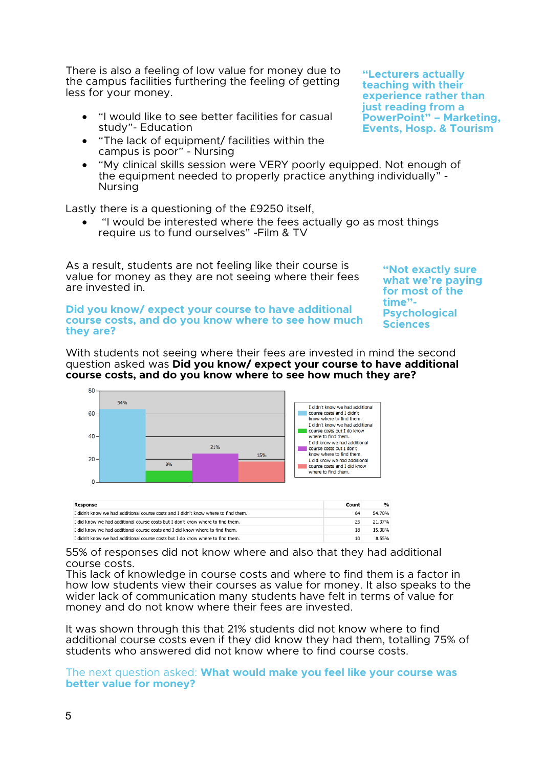There is also a feeling of low value for money due to the campus facilities furthering the feeling of getting less for your money.

- "I would like to see better facilities for casual study"- Education
- "The lack of equipment/ facilities within the campus is poor" - Nursing
- "My clinical skills session were VERY poorly equipped. Not enough of the equipment needed to properly practice anything individually" - Nursing

**"Lecturers actually teaching with their experience rather than just reading from a PowerPoint" – Marketing, Events, Hosp. & Tourism**

Lastly there is a questioning of the £9250 itself,

- "I would be interested where the fees actually go as most things require us to fund ourselves" -Film & TV

As a result, students are not feeling like their course is value for money as they are not seeing where their fees are invested in.

**"Not exactly sure what we're paying for most of the time"- Psychological Sciences**

## Did you know/ expect your course to have additional course costs, and do you know where to see how much they are?

With students not seeing where their fees are invested in mind the second question asked was **Did you know/ expect your course to have additional course costs, and do you know where to see how much they are?**

| Response | Count | % |
|---|---|---|
| I didn't know we had additional course costs and I didn't know where to find them. | 64 | 54.70% |
| I did know we had additional course costs but I don't know where to find them. | 25 | 21.37% |
| I did know we had additional course costs and I did know where to find them. | 18 | 15.38% |
| I didn't know we had additional course costs but I do know where to find them. | 10 | 8.55% |

55% of responses did not know where and also that they had additional course costs.
This lack of knowledge in course costs and where to find them is a factor in how low students view their courses as value for money. It also speaks to the wider lack of communication many students have felt in terms of value for money and do not know where their fees are invested.

It was shown through this that 21% students did not know where to find additional course costs even if they did know they had them, totalling 75% of students who answered did not know where to find course costs.

## The next question asked: **What would make you feel like your course was better value for money?**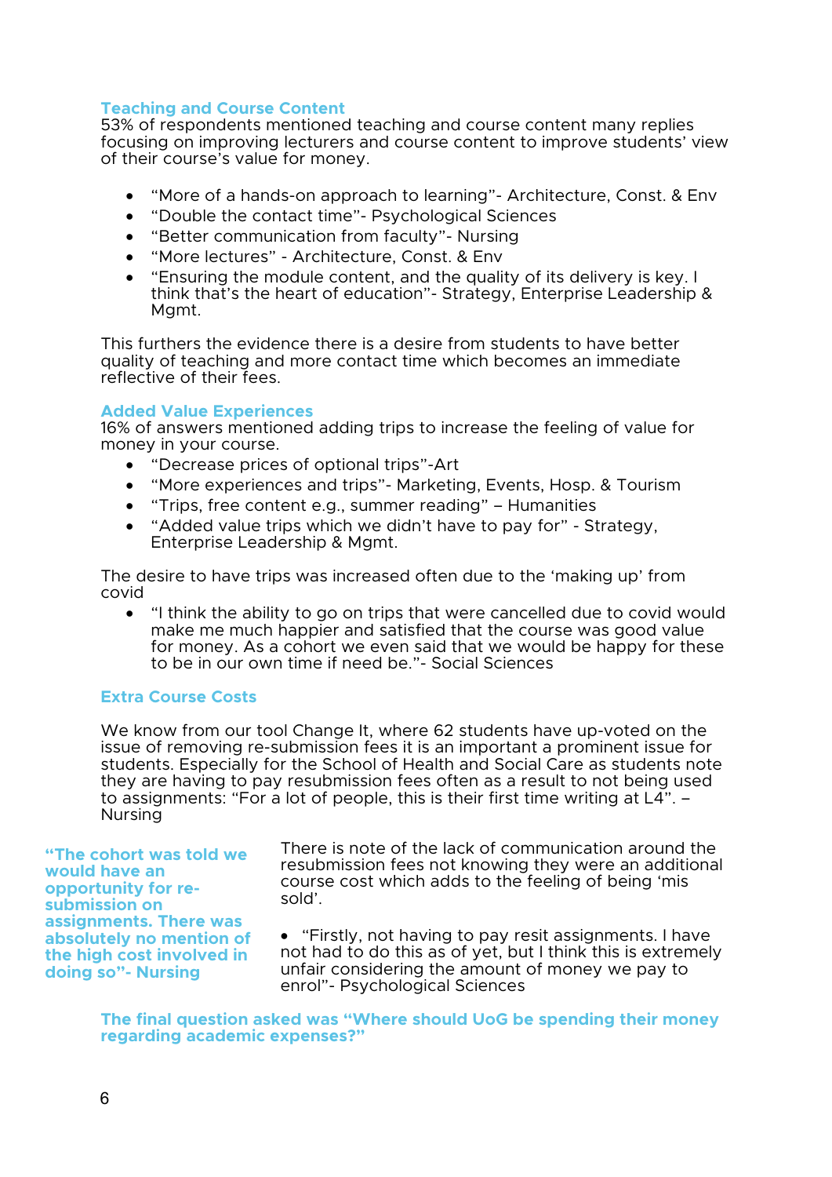### Teaching and Course Content

53% of respondents mentioned teaching and course content many replies focusing on improving lecturers and course content to improve students' view of their course's value for money.

- "More of a hands-on approach to learning"- Architecture, Const. & Env
- "Double the contact time"- Psychological Sciences
- "Better communication from faculty"- Nursing
- "More lectures" - Architecture, Const. & Env
- "Ensuring the module content, and the quality of its delivery is key. I think that's the heart of education"- Strategy, Enterprise Leadership & Mgmt.

This furthers the evidence there is a desire from students to have better quality of teaching and more contact time which becomes an immediate reflective of their fees.

### Added Value Experiences

16% of answers mentioned adding trips to increase the feeling of value for money in your course.

- "Decrease prices of optional trips"-Art
- "More experiences and trips"- Marketing, Events, Hosp. & Tourism
- "Trips, free content e.g., summer reading" – Humanities
- "Added value trips which we didn't have to pay for" - Strategy, Enterprise Leadership & Mgmt.

The desire to have trips was increased often due to the 'making up' from covid

- "I think the ability to go on trips that were cancelled due to covid would make me much happier and satisfied that the course was good value for money. As a cohort we even said that we would be happy for these to be in our own time if need be."- Social Sciences

### Extra Course Costs

We know from our tool Change It, where 62 students have up-voted on the issue of removing re-submission fees it is an important a prominent issue for students. Especially for the School of Health and Social Care as students note they are having to pay resubmission fees often as a result to not being used to assignments: "For a lot of people, this is their first time writing at L4". – Nursing

**"The cohort was told we would have an opportunity for re-submission on assignments. There was absolutely no mention of the high cost involved in doing so"- Nursing**

There is note of the lack of communication around the resubmission fees not knowing they were an additional course cost which adds to the feeling of being 'mis sold'.

- "Firstly, not having to pay resit assignments. I have not had to do this as of yet, but I think this is extremely unfair considering the amount of money we pay to enrol"- Psychological Sciences

**The final question asked was "Where should UoG be spending their money regarding academic expenses?"**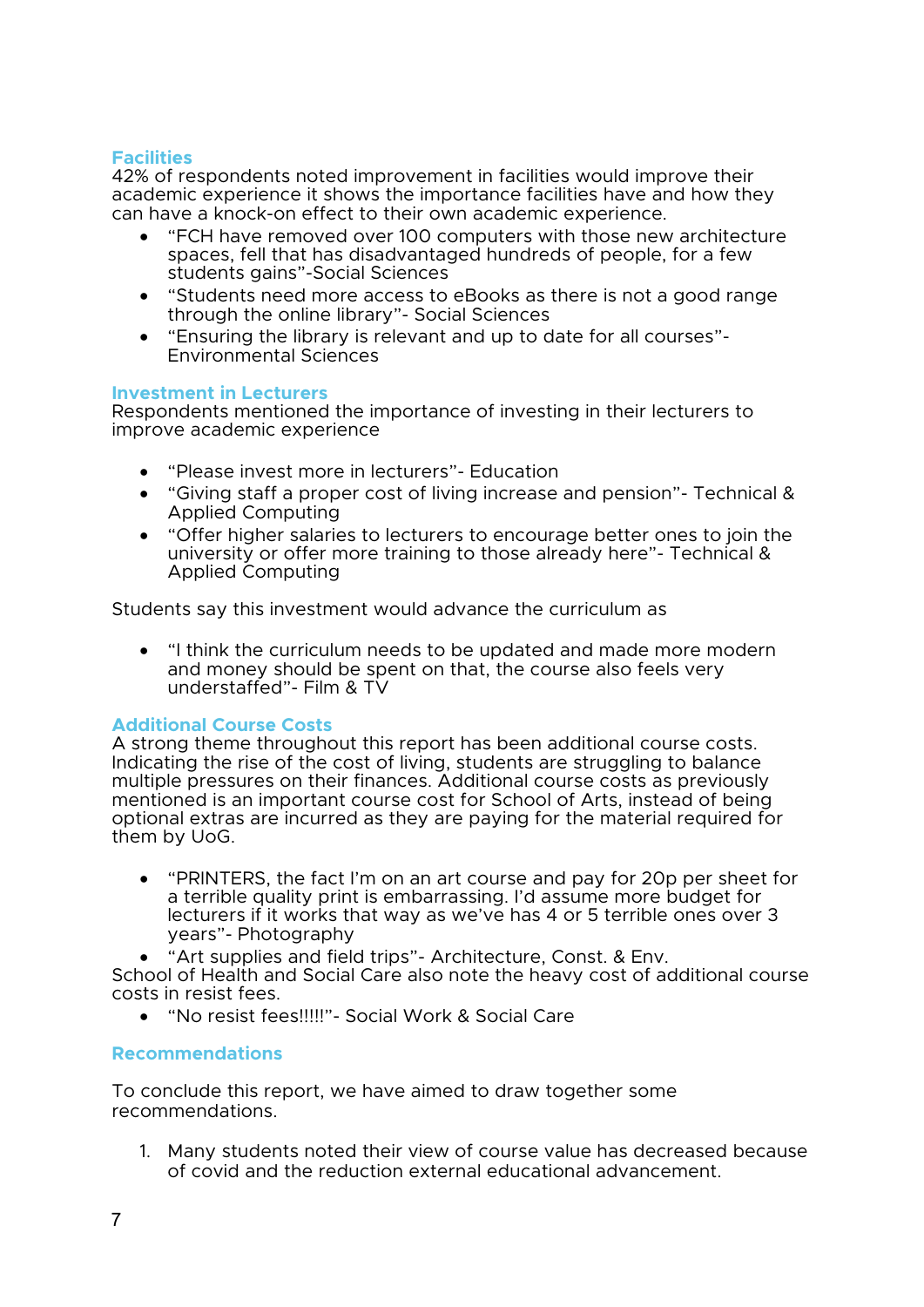## Facilities

42% of respondents noted improvement in facilities would improve their academic experience it shows the importance facilities have and how they can have a knock-on effect to their own academic experience.

- "FCH have removed over 100 computers with those new architecture spaces, fell that has disadvantaged hundreds of people, for a few students gains"-Social Sciences
- "Students need more access to eBooks as there is not a good range through the online library"- Social Sciences
- "Ensuring the library is relevant and up to date for all courses"- Environmental Sciences

## Investment in Lecturers

Respondents mentioned the importance of investing in their lecturers to improve academic experience

- "Please invest more in lecturers"- Education
- "Giving staff a proper cost of living increase and pension"- Technical & Applied Computing
- "Offer higher salaries to lecturers to encourage better ones to join the university or offer more training to those already here"- Technical & Applied Computing

Students say this investment would advance the curriculum as

- "I think the curriculum needs to be updated and made more modern and money should be spent on that, the course also feels very understaffed"- Film & TV

## Additional Course Costs

A strong theme throughout this report has been additional course costs. Indicating the rise of the cost of living, students are struggling to balance multiple pressures on their finances. Additional course costs as previously mentioned is an important course cost for School of Arts, instead of being optional extras are incurred as they are paying for the material required for them by UoG.

- "PRINTERS, the fact I'm on an art course and pay for 20p per sheet for a terrible quality print is embarrassing. I'd assume more budget for lecturers if it works that way as we've has 4 or 5 terrible ones over 3 years"- Photography
- "Art supplies and field trips"- Architecture, Const. & Env.

School of Health and Social Care also note the heavy cost of additional course costs in resist fees.

- "No resist fees!!!!!"- Social Work & Social Care

## Recommendations

To conclude this report, we have aimed to draw together some recommendations.

1. Many students noted their view of course value has decreased because of covid and the reduction external educational advancement.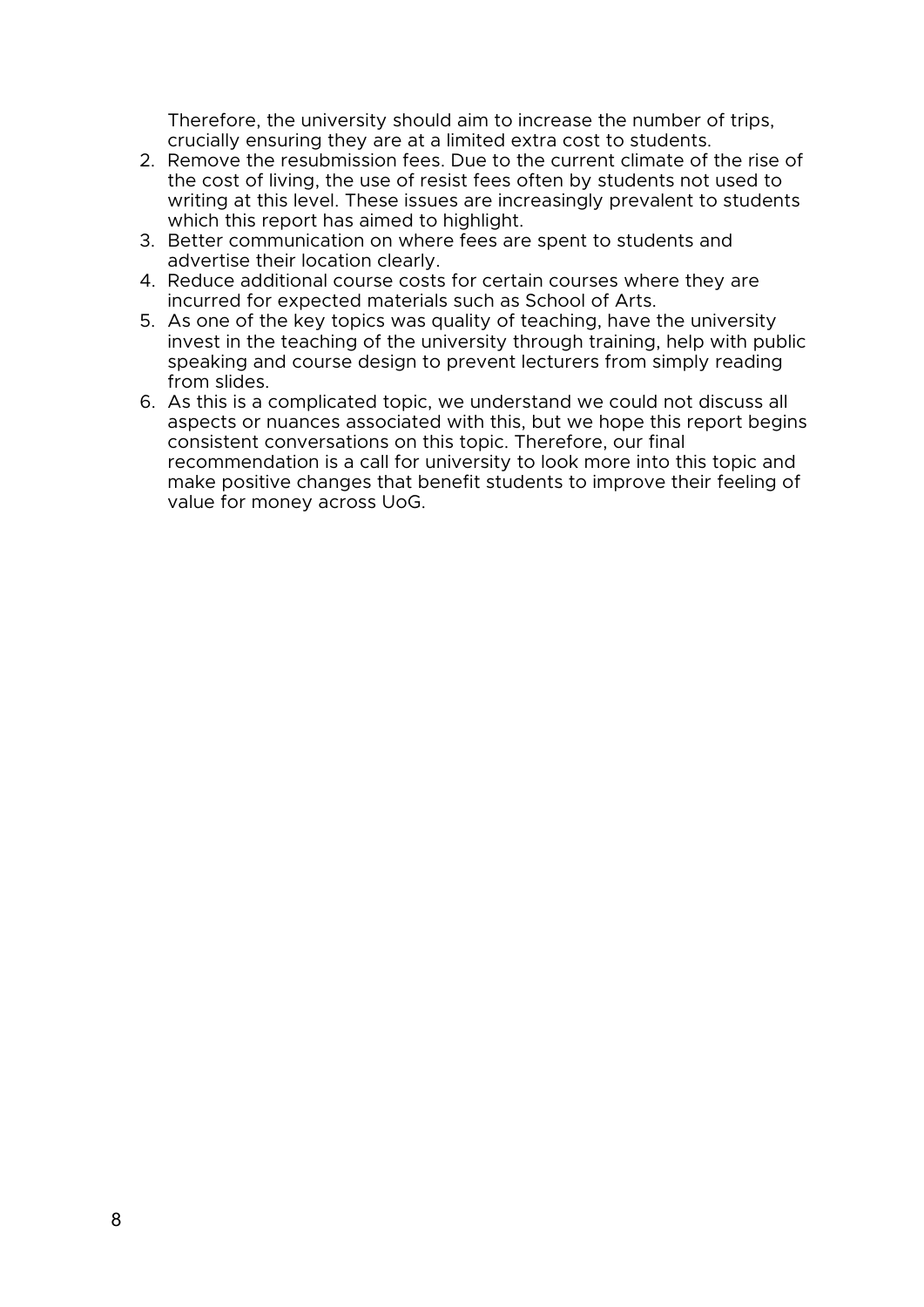Therefore, the university should aim to increase the number of trips, crucially ensuring they are at a limited extra cost to students.

2. Remove the resubmission fees. Due to the current climate of the rise of the cost of living, the use of resist fees often by students not used to writing at this level. These issues are increasingly prevalent to students which this report has aimed to highlight.
3. Better communication on where fees are spent to students and advertise their location clearly.
4. Reduce additional course costs for certain courses where they are incurred for expected materials such as School of Arts.
5. As one of the key topics was quality of teaching, have the university invest in the teaching of the university through training, help with public speaking and course design to prevent lecturers from simply reading from slides.
6. As this is a complicated topic, we understand we could not discuss all aspects or nuances associated with this, but we hope this report begins consistent conversations on this topic. Therefore, our final recommendation is a call for university to look more into this topic and make positive changes that benefit students to improve their feeling of value for money across UoG.